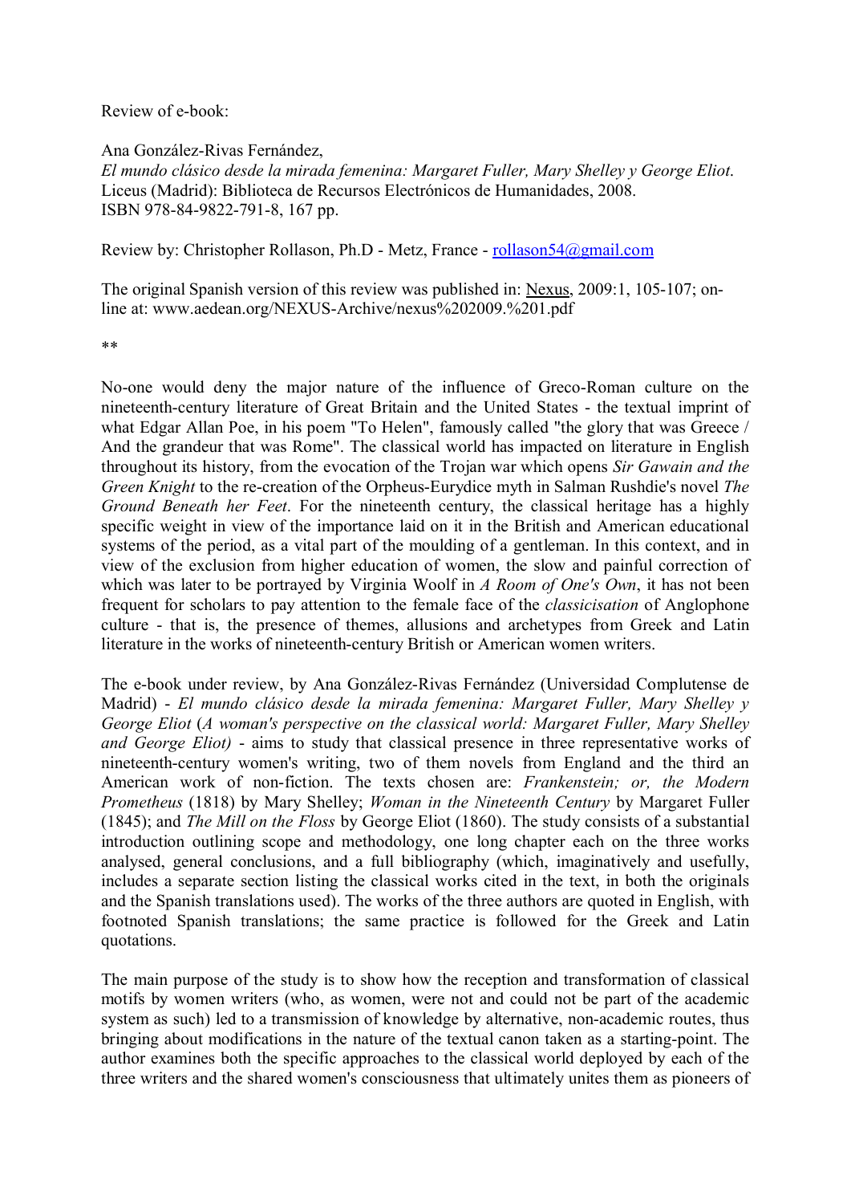Review of e-book:

Ana González-Rivas Fernández,
*El mundo clásico desde la mirada femenina: Margaret Fuller, Mary Shelley y George Eliot*.
Liceus (Madrid): Biblioteca de Recursos Electrónicos de Humanidades, 2008.
ISBN 978-84-9822-791-8, 167 pp.

Review by: Christopher Rollason, Ph.D - Metz, France - rollason54@gmail.com

The original Spanish version of this review was published in: Nexus, 2009:1, 105-107; on-line at: www.aedean.org/NEXUS-Archive/nexus%202009.%201.pdf

**

No-one would deny the major nature of the influence of Greco-Roman culture on the nineteenth-century literature of Great Britain and the United States - the textual imprint of what Edgar Allan Poe, in his poem "To Helen", famously called "the glory that was Greece / And the grandeur that was Rome". The classical world has impacted on literature in English throughout its history, from the evocation of the Trojan war which opens *Sir Gawain and the Green Knight* to the re-creation of the Orpheus-Eurydice myth in Salman Rushdie's novel *The Ground Beneath her Feet*. For the nineteenth century, the classical heritage has a highly specific weight in view of the importance laid on it in the British and American educational systems of the period, as a vital part of the moulding of a gentleman. In this context, and in view of the exclusion from higher education of women, the slow and painful correction of which was later to be portrayed by Virginia Woolf in *A Room of One's Own*, it has not been frequent for scholars to pay attention to the female face of the *classicisation* of Anglophone culture - that is, the presence of themes, allusions and archetypes from Greek and Latin literature in the works of nineteenth-century British or American women writers.

The e-book under review, by Ana González-Rivas Fernández (Universidad Complutense de Madrid) - *El mundo clásico desde la mirada femenina: Margaret Fuller, Mary Shelley y George Eliot* (*A woman's perspective on the classical world: Margaret Fuller, Mary Shelley and George Eliot)* - aims to study that classical presence in three representative works of nineteenth-century women's writing, two of them novels from England and the third an American work of non-fiction. The texts chosen are: *Frankenstein; or, the Modern Prometheus* (1818) by Mary Shelley; *Woman in the Nineteenth Century* by Margaret Fuller (1845); and *The Mill on the Floss* by George Eliot (1860). The study consists of a substantial introduction outlining scope and methodology, one long chapter each on the three works analysed, general conclusions, and a full bibliography (which, imaginatively and usefully, includes a separate section listing the classical works cited in the text, in both the originals and the Spanish translations used). The works of the three authors are quoted in English, with footnoted Spanish translations; the same practice is followed for the Greek and Latin quotations.

The main purpose of the study is to show how the reception and transformation of classical motifs by women writers (who, as women, were not and could not be part of the academic system as such) led to a transmission of knowledge by alternative, non-academic routes, thus bringing about modifications in the nature of the textual canon taken as a starting-point. The author examines both the specific approaches to the classical world deployed by each of the three writers and the shared women's consciousness that ultimately unites them as pioneers of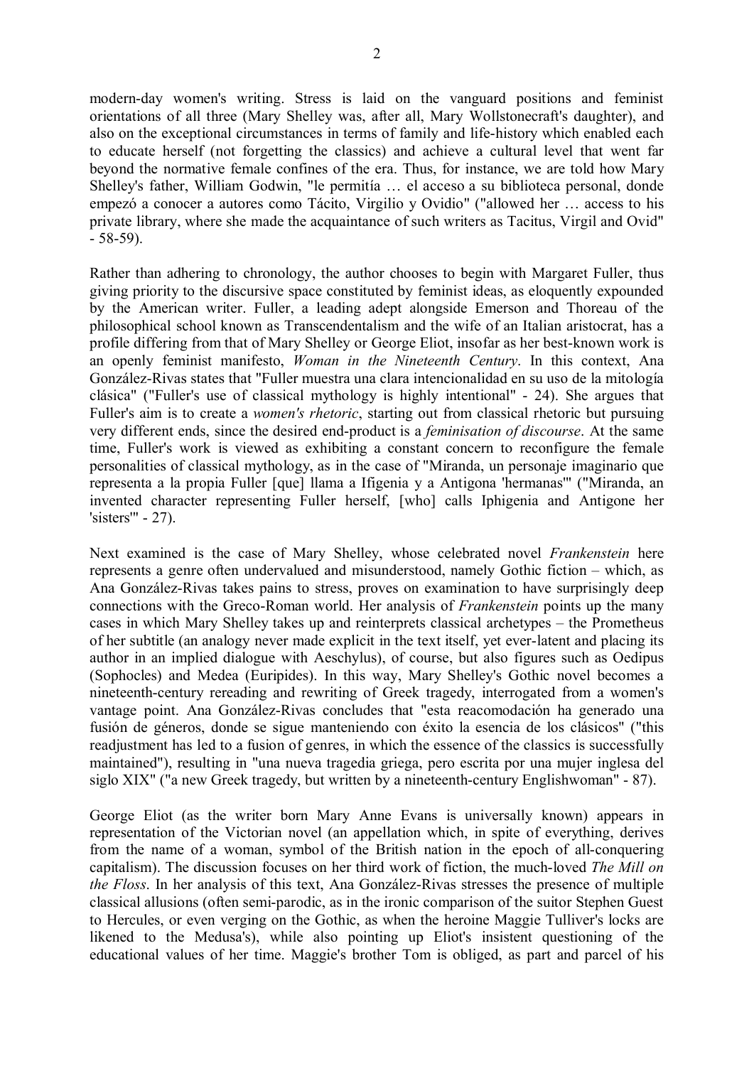modern-day women's writing. Stress is laid on the vanguard positions and feminist orientations of all three (Mary Shelley was, after all, Mary Wollstonecraft's daughter), and also on the exceptional circumstances in terms of family and life-history which enabled each to educate herself (not forgetting the classics) and achieve a cultural level that went far beyond the normative female confines of the era. Thus, for instance, we are told how Mary Shelley's father, William Godwin, "le permitía … el acceso a su biblioteca personal, donde empezó a conocer a autores como Tácito, Virgilio y Ovidio" ("allowed her … access to his private library, where she made the acquaintance of such writers as Tacitus, Virgil and Ovid" - 58-59).

Rather than adhering to chronology, the author chooses to begin with Margaret Fuller, thus giving priority to the discursive space constituted by feminist ideas, as eloquently expounded by the American writer. Fuller, a leading adept alongside Emerson and Thoreau of the philosophical school known as Transcendentalism and the wife of an Italian aristocrat, has a profile differing from that of Mary Shelley or George Eliot, insofar as her best-known work is an openly feminist manifesto, *Woman in the Nineteenth Century*. In this context, Ana González-Rivas states that "Fuller muestra una clara intencionalidad en su uso de la mitología clásica" ("Fuller's use of classical mythology is highly intentional" - 24). She argues that Fuller's aim is to create a *women's rhetoric*, starting out from classical rhetoric but pursuing very different ends, since the desired end-product is a *feminisation of discourse*. At the same time, Fuller's work is viewed as exhibiting a constant concern to reconfigure the female personalities of classical mythology, as in the case of "Miranda, un personaje imaginario que representa a la propia Fuller [que] llama a Ifigenia y a Antigona 'hermanas'" ("Miranda, an invented character representing Fuller herself, [who] calls Iphigenia and Antigone her 'sisters'" - 27).

Next examined is the case of Mary Shelley, whose celebrated novel *Frankenstein* here represents a genre often undervalued and misunderstood, namely Gothic fiction – which, as Ana González-Rivas takes pains to stress, proves on examination to have surprisingly deep connections with the Greco-Roman world. Her analysis of *Frankenstein* points up the many cases in which Mary Shelley takes up and reinterprets classical archetypes – the Prometheus of her subtitle (an analogy never made explicit in the text itself, yet ever-latent and placing its author in an implied dialogue with Aeschylus), of course, but also figures such as Oedipus (Sophocles) and Medea (Euripides). In this way, Mary Shelley's Gothic novel becomes a nineteenth-century rereading and rewriting of Greek tragedy, interrogated from a women's vantage point. Ana González-Rivas concludes that "esta reacomodación ha generado una fusión de géneros, donde se sigue manteniendo con éxito la esencia de los clásicos" ("this readjustment has led to a fusion of genres, in which the essence of the classics is successfully maintained"), resulting in "una nueva tragedia griega, pero escrita por una mujer inglesa del siglo XIX" ("a new Greek tragedy, but written by a nineteenth-century Englishwoman" - 87).

George Eliot (as the writer born Mary Anne Evans is universally known) appears in representation of the Victorian novel (an appellation which, in spite of everything, derives from the name of a woman, symbol of the British nation in the epoch of all-conquering capitalism). The discussion focuses on her third work of fiction, the much-loved *The Mill on the Floss*. In her analysis of this text, Ana González-Rivas stresses the presence of multiple classical allusions (often semi-parodic, as in the ironic comparison of the suitor Stephen Guest to Hercules, or even verging on the Gothic, as when the heroine Maggie Tulliver's locks are likened to the Medusa's), while also pointing up Eliot's insistent questioning of the educational values of her time. Maggie's brother Tom is obliged, as part and parcel of his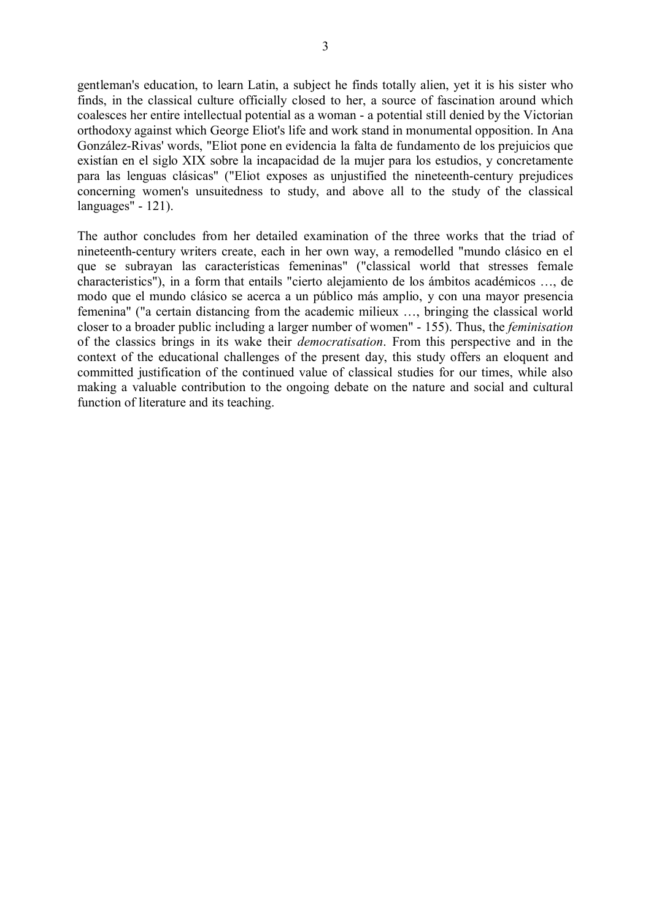gentleman's education, to learn Latin, a subject he finds totally alien, yet it is his sister who finds, in the classical culture officially closed to her, a source of fascination around which coalesces her entire intellectual potential as a woman - a potential still denied by the Victorian orthodoxy against which George Eliot's life and work stand in monumental opposition. In Ana González-Rivas' words, "Eliot pone en evidencia la falta de fundamento de los prejuicios que existían en el siglo XIX sobre la incapacidad de la mujer para los estudios, y concretamente para las lenguas clásicas" ("Eliot exposes as unjustified the nineteenth-century prejudices concerning women's unsuitedness to study, and above all to the study of the classical languages" - 121).

The author concludes from her detailed examination of the three works that the triad of nineteenth-century writers create, each in her own way, a remodelled "mundo clásico en el que se subrayan las características femeninas" ("classical world that stresses female characteristics"), in a form that entails "cierto alejamiento de los ámbitos académicos …, de modo que el mundo clásico se acerca a un público más amplio, y con una mayor presencia femenina" ("a certain distancing from the academic milieux …, bringing the classical world closer to a broader public including a larger number of women" - 155). Thus, the *feminisation* of the classics brings in its wake their *democratisation*. From this perspective and in the context of the educational challenges of the present day, this study offers an eloquent and committed justification of the continued value of classical studies for our times, while also making a valuable contribution to the ongoing debate on the nature and social and cultural function of literature and its teaching.